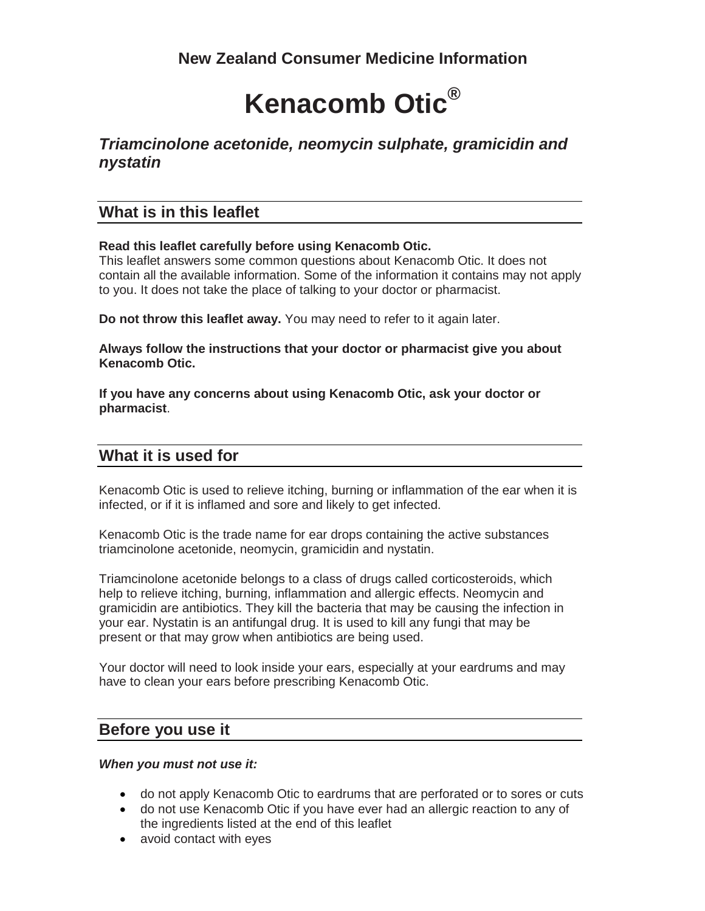**New Zealand Consumer Medicine Information**

# Kenacomb Otic®

***Triamcinolone acetonide, neomycin sulphate, gramicidin and nystatin***

## What is in this leaflet

**Read this leaflet carefully before using Kenacomb Otic.**
This leaflet answers some common questions about Kenacomb Otic. It does not contain all the available information. Some of the information it contains may not apply to you. It does not take the place of talking to your doctor or pharmacist.

**Do not throw this leaflet away.** You may need to refer to it again later.

**Always follow the instructions that your doctor or pharmacist give you about Kenacomb Otic.**

**If you have any concerns about using Kenacomb Otic, ask your doctor or pharmacist**.

## What it is used for

Kenacomb Otic is used to relieve itching, burning or inflammation of the ear when it is infected, or if it is inflamed and sore and likely to get infected.

Kenacomb Otic is the trade name for ear drops containing the active substances triamcinolone acetonide, neomycin, gramicidin and nystatin.

Triamcinolone acetonide belongs to a class of drugs called corticosteroids, which help to relieve itching, burning, inflammation and allergic effects. Neomycin and gramicidin are antibiotics. They kill the bacteria that may be causing the infection in your ear. Nystatin is an antifungal drug. It is used to kill any fungi that may be present or that may grow when antibiotics are being used.

Your doctor will need to look inside your ears, especially at your eardrums and may have to clean your ears before prescribing Kenacomb Otic.

## Before you use it

***When you must not use it:***

- do not apply Kenacomb Otic to eardrums that are perforated or to sores or cuts
- do not use Kenacomb Otic if you have ever had an allergic reaction to any of the ingredients listed at the end of this leaflet
- avoid contact with eyes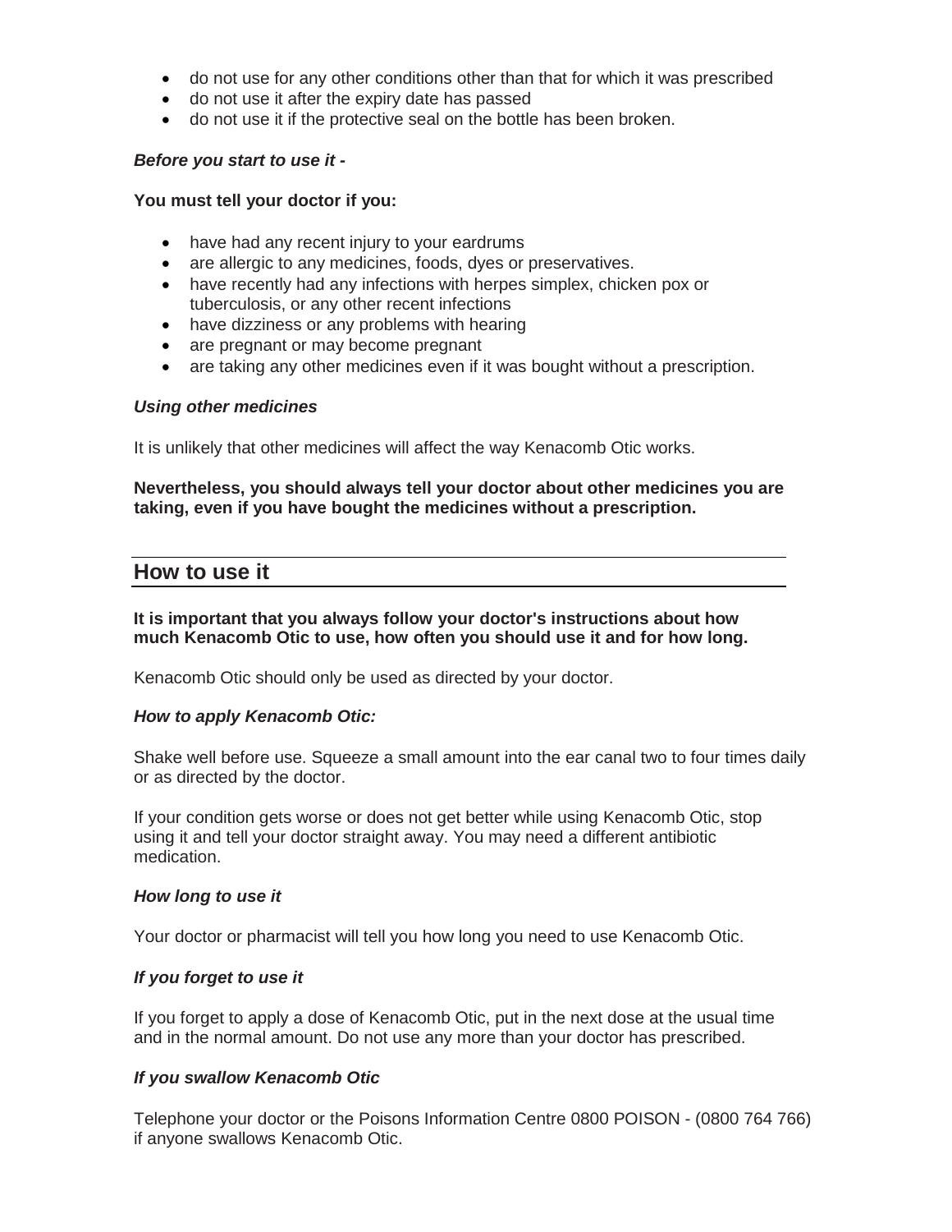- do not use for any other conditions other than that for which it was prescribed
- do not use it after the expiry date has passed
- do not use it if the protective seal on the bottle has been broken.

***Before you start to use it -***

**You must tell your doctor if you:**

- have had any recent injury to your eardrums
- are allergic to any medicines, foods, dyes or preservatives.
- have recently had any infections with herpes simplex, chicken pox or tuberculosis, or any other recent infections
- have dizziness or any problems with hearing
- are pregnant or may become pregnant
- are taking any other medicines even if it was bought without a prescription.

***Using other medicines***

It is unlikely that other medicines will affect the way Kenacomb Otic works.

**Nevertheless, you should always tell your doctor about other medicines you are taking, even if you have bought the medicines without a prescription.**

## How to use it

**It is important that you always follow your doctor's instructions about how much Kenacomb Otic to use, how often you should use it and for how long.**

Kenacomb Otic should only be used as directed by your doctor.

***How to apply Kenacomb Otic:***

Shake well before use. Squeeze a small amount into the ear canal two to four times daily or as directed by the doctor.

If your condition gets worse or does not get better while using Kenacomb Otic, stop using it and tell your doctor straight away. You may need a different antibiotic medication.

***How long to use it***

Your doctor or pharmacist will tell you how long you need to use Kenacomb Otic.

***If you forget to use it***

If you forget to apply a dose of Kenacomb Otic, put in the next dose at the usual time and in the normal amount. Do not use any more than your doctor has prescribed.

***If you swallow Kenacomb Otic***

Telephone your doctor or the Poisons Information Centre 0800 POISON - (0800 764 766) if anyone swallows Kenacomb Otic.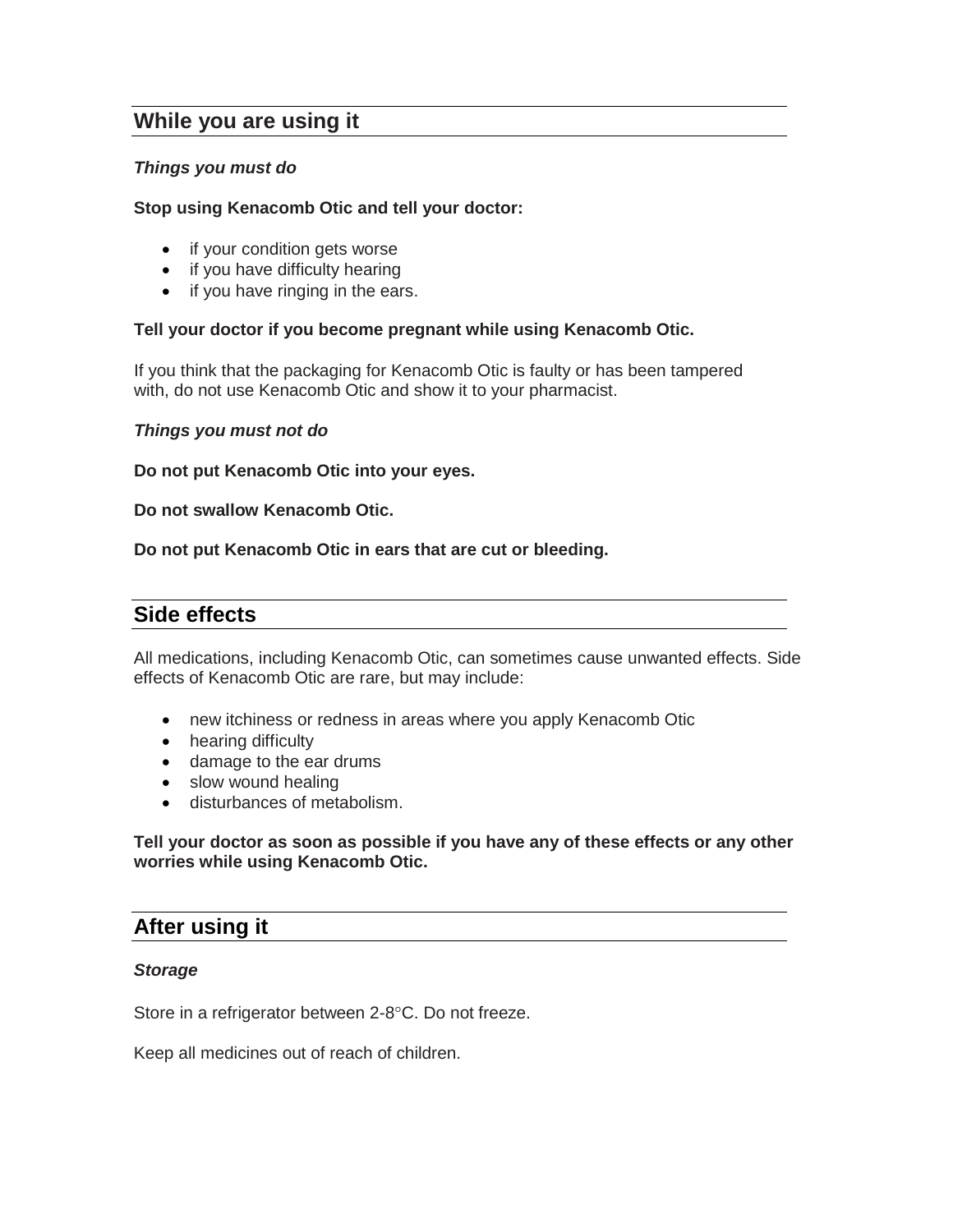## While you are using it

***Things you must do***

**Stop using Kenacomb Otic and tell your doctor:**

- if your condition gets worse
- if you have difficulty hearing
- if you have ringing in the ears.

**Tell your doctor if you become pregnant while using Kenacomb Otic.**

If you think that the packaging for Kenacomb Otic is faulty or has been tampered with, do not use Kenacomb Otic and show it to your pharmacist.

***Things you must not do***

**Do not put Kenacomb Otic into your eyes.**

**Do not swallow Kenacomb Otic.**

**Do not put Kenacomb Otic in ears that are cut or bleeding.**

## Side effects

All medications, including Kenacomb Otic, can sometimes cause unwanted effects. Side effects of Kenacomb Otic are rare, but may include:

- new itchiness or redness in areas where you apply Kenacomb Otic
- hearing difficulty
- damage to the ear drums
- slow wound healing
- disturbances of metabolism.

**Tell your doctor as soon as possible if you have any of these effects or any other worries while using Kenacomb Otic.**

## After using it

***Storage***

Store in a refrigerator between 2-8°C. Do not freeze.

Keep all medicines out of reach of children.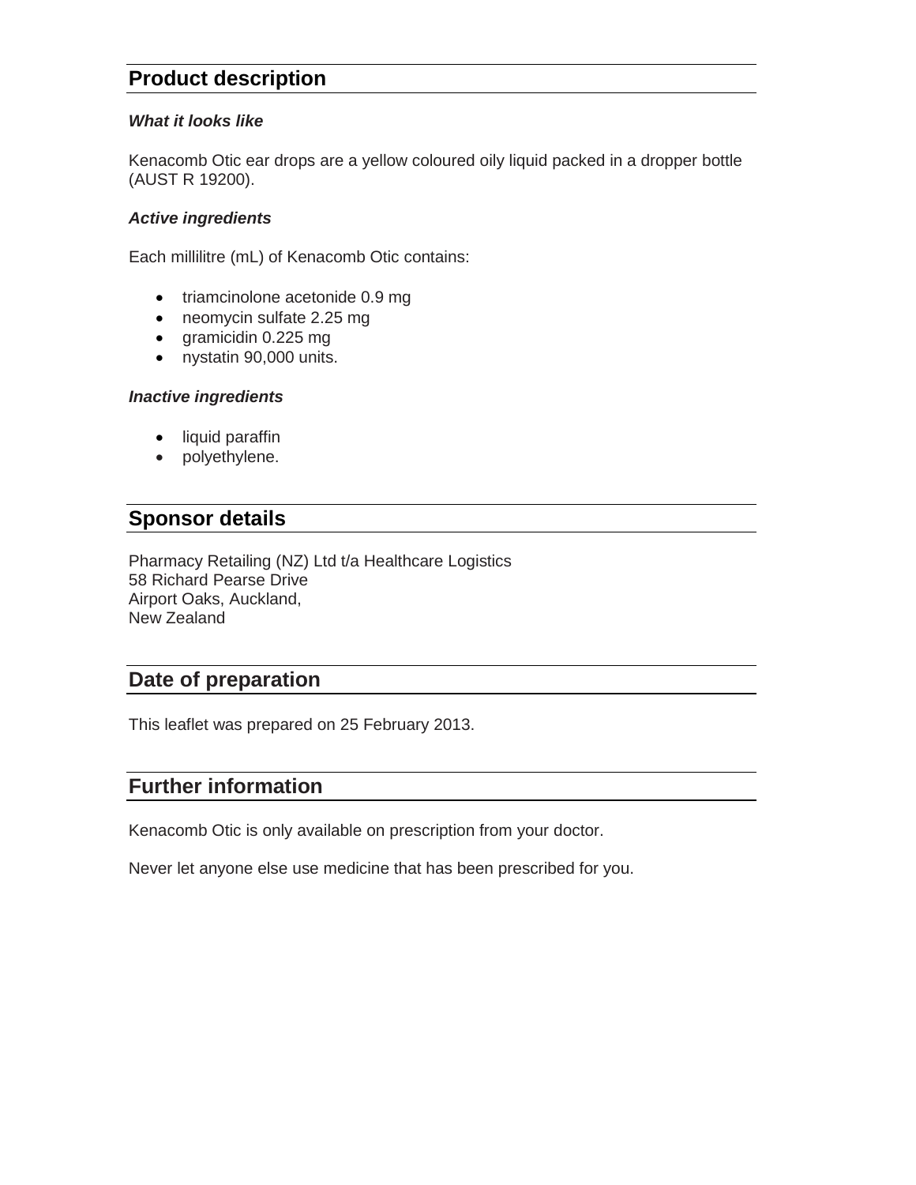## Product description

***What it looks like***

Kenacomb Otic ear drops are a yellow coloured oily liquid packed in a dropper bottle (AUST R 19200).

***Active ingredients***

Each millilitre (mL) of Kenacomb Otic contains:

- triamcinolone acetonide 0.9 mg
- neomycin sulfate 2.25 mg
- gramicidin 0.225 mg
- nystatin 90,000 units.

***Inactive ingredients***

- liquid paraffin
- polyethylene.

## Sponsor details

Pharmacy Retailing (NZ) Ltd t/a Healthcare Logistics
58 Richard Pearse Drive
Airport Oaks, Auckland,
New Zealand

## Date of preparation

This leaflet was prepared on 25 February 2013.

## Further information

Kenacomb Otic is only available on prescription from your doctor.

Never let anyone else use medicine that has been prescribed for you.